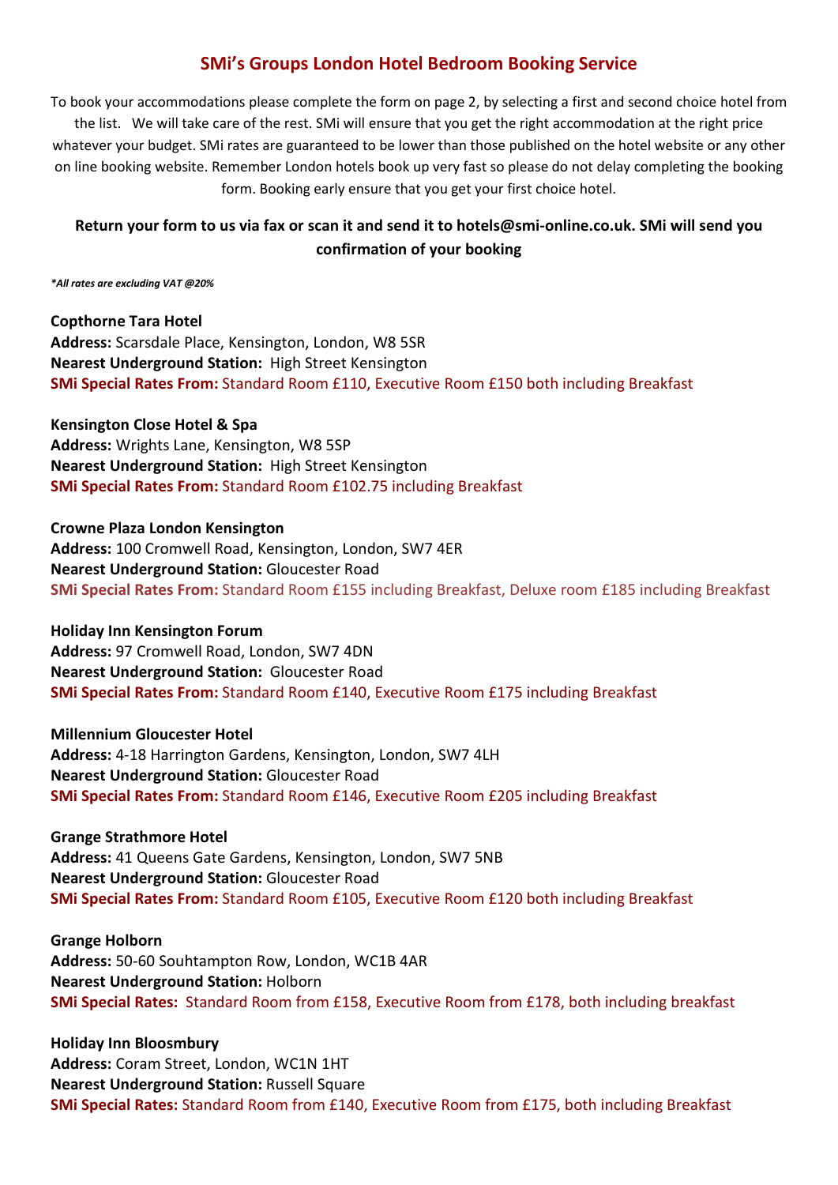# SMi's Groups London Hotel Bedroom Booking Service

To book your accommodations please complete the form on page 2, by selecting a first and second choice hotel from the list. We will take care of the rest. SMi will ensure that you get the right accommodation at the right price whatever your budget. SMi rates are guaranteed to be lower than those published on the hotel website or any other on line booking website. Remember London hotels book up very fast so please do not delay completing the booking form. Booking early ensure that you get your first choice hotel.

**Return your form to us via fax or scan it and send it to hotels@smi-online.co.uk. SMi will send you confirmation of your booking**

***All rates are excluding VAT @20%***

**Copthorne Tara Hotel**
**Address:** Scarsdale Place, Kensington, London, W8 5SR
**Nearest Underground Station:** High Street Kensington
**SMi Special Rates From:** Standard Room £110, Executive Room £150 both including Breakfast

**Kensington Close Hotel & Spa**
**Address:** Wrights Lane, Kensington, W8 5SP
**Nearest Underground Station:** High Street Kensington
**SMi Special Rates From:** Standard Room £102.75 including Breakfast

**Crowne Plaza London Kensington**
**Address:** 100 Cromwell Road, Kensington, London, SW7 4ER
**Nearest Underground Station:** Gloucester Road
**SMi Special Rates From:** Standard Room £155 including Breakfast, Deluxe room £185 including Breakfast

**Holiday Inn Kensington Forum**
**Address:** 97 Cromwell Road, London, SW7 4DN
**Nearest Underground Station:** Gloucester Road
**SMi Special Rates From:** Standard Room £140, Executive Room £175 including Breakfast

**Millennium Gloucester Hotel**
**Address:** 4-18 Harrington Gardens, Kensington, London, SW7 4LH
**Nearest Underground Station:** Gloucester Road
**SMi Special Rates From:** Standard Room £146, Executive Room £205 including Breakfast

**Grange Strathmore Hotel**
**Address:** 41 Queens Gate Gardens, Kensington, London, SW7 5NB
**Nearest Underground Station:** Gloucester Road
**SMi Special Rates From:** Standard Room £105, Executive Room £120 both including Breakfast

**Grange Holborn**
**Address:** 50-60 Souhtampton Row, London, WC1B 4AR
**Nearest Underground Station:** Holborn
**SMi Special Rates:** Standard Room from £158, Executive Room from £178, both including breakfast

**Holiday Inn Bloosmbury**
**Address:** Coram Street, London, WC1N 1HT
**Nearest Underground Station:** Russell Square
**SMi Special Rates:** Standard Room from £140, Executive Room from £175, both including Breakfast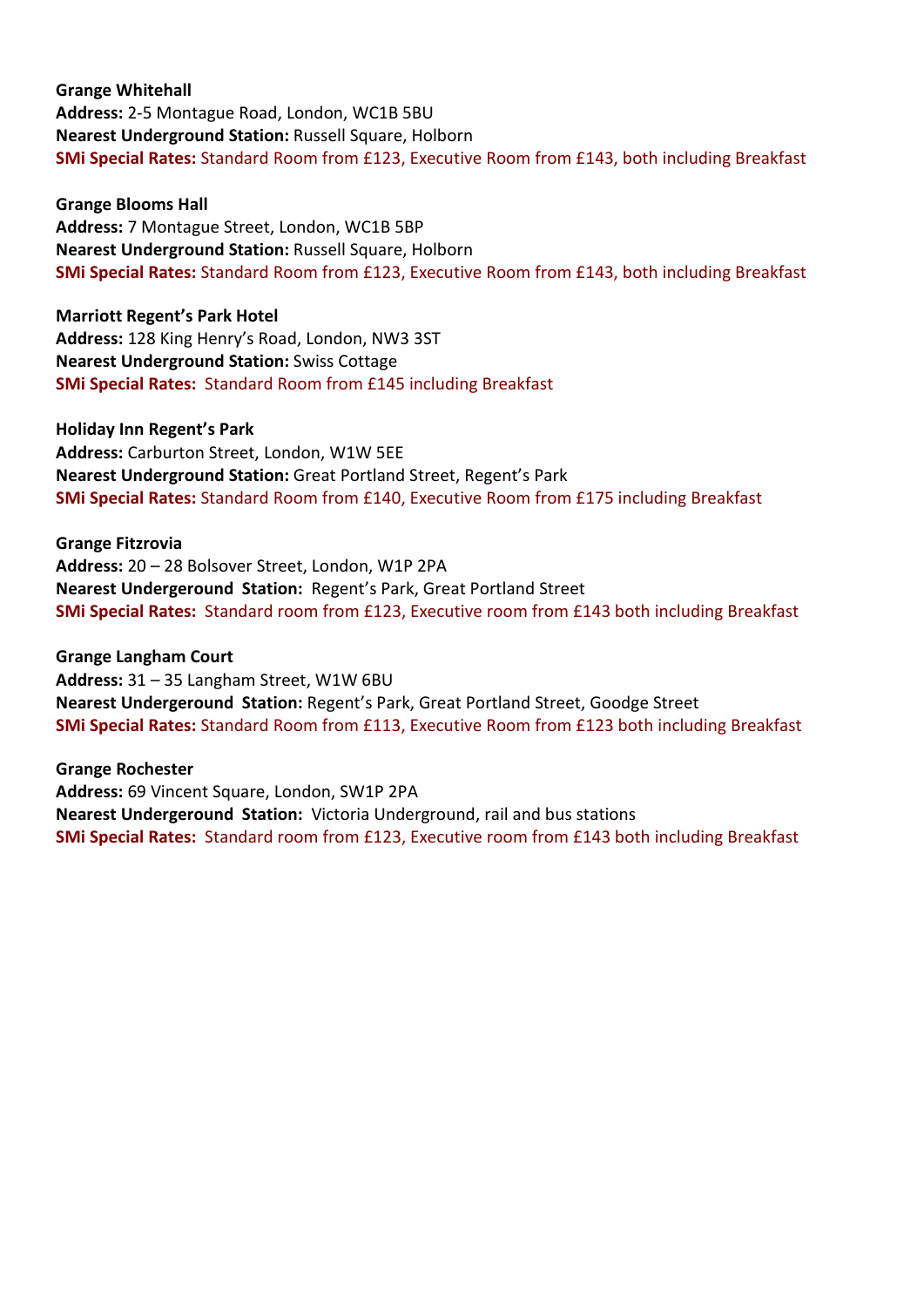**Grange Whitehall**
**Address:** 2-5 Montague Road, London, WC1B 5BU
**Nearest Underground Station:** Russell Square, Holborn
**SMi Special Rates:** Standard Room from £123, Executive Room from £143, both including Breakfast

**Grange Blooms Hall**
**Address:** 7 Montague Street, London, WC1B 5BP
**Nearest Underground Station:** Russell Square, Holborn
**SMi Special Rates:** Standard Room from £123, Executive Room from £143, both including Breakfast

**Marriott Regent's Park Hotel**
**Address:** 128 King Henry's Road, London, NW3 3ST
**Nearest Underground Station:** Swiss Cottage
**SMi Special Rates:** Standard Room from £145 including Breakfast

**Holiday Inn Regent's Park**
**Address:** Carburton Street, London, W1W 5EE
**Nearest Underground Station:** Great Portland Street, Regent's Park
**SMi Special Rates:** Standard Room from £140, Executive Room from £175 including Breakfast

**Grange Fitzrovia**
**Address:** 20 – 28 Bolsover Street, London, W1P 2PA
**Nearest Undergeround Station:** Regent's Park, Great Portland Street
**SMi Special Rates:** Standard room from £123, Executive room from £143 both including Breakfast

**Grange Langham Court**
**Address:** 31 – 35 Langham Street, W1W 6BU
**Nearest Undergeround Station:** Regent's Park, Great Portland Street, Goodge Street
**SMi Special Rates:** Standard Room from £113, Executive Room from £123 both including Breakfast

**Grange Rochester**
**Address:** 69 Vincent Square, London, SW1P 2PA
**Nearest Undergeround Station:** Victoria Underground, rail and bus stations
**SMi Special Rates:** Standard room from £123, Executive room from £143 both including Breakfast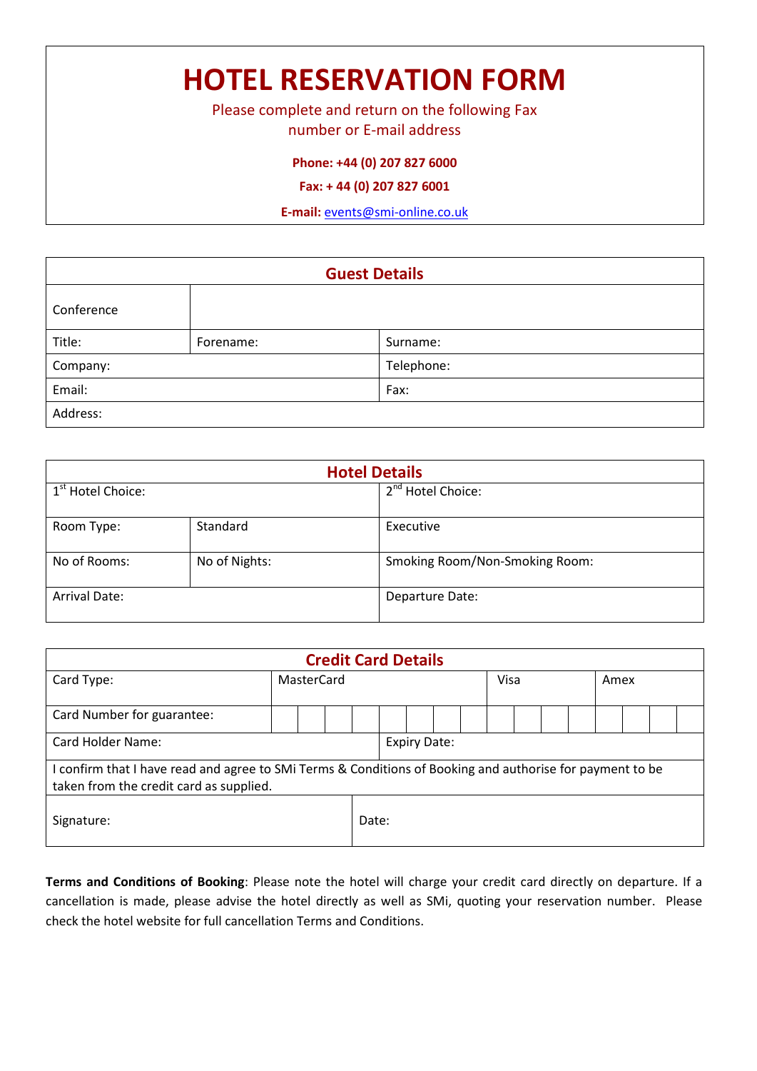# HOTEL RESERVATION FORM

Please complete and return on the following Fax number or E-mail address

**Phone: +44 (0) 207 827 6000**

**Fax: + 44 (0) 207 827 6001**

**E-mail:** events@smi-online.co.uk

| **Guest Details** | | |
|---|---|---|
| Conference | | |
| Title: | Forename: | Surname: |
| Company: | | Telephone: |
| Email: | | Fax: |
| Address: | | |

| **Hotel Details** | | |
|---|---|---|
| 1st Hotel Choice: | | 2nd Hotel Choice: |
| Room Type: | Standard | Executive |
| No of Rooms: | No of Nights: | Smoking Room/Non-Smoking Room: |
| Arrival Date: | | Departure Date: |

| **Credit Card Details** | | | |
|---|---|---|---|
| Card Type: | MasterCard | Visa | Amex |
| Card Number for guarantee: | | | |
| Card Holder Name: | Expiry Date: | | |
| I confirm that I have read and agree to SMi Terms & Conditions of Booking and authorise for payment to be taken from the credit card as supplied. | | | |
| Signature: | Date: | | |

**Terms and Conditions of Booking**: Please note the hotel will charge your credit card directly on departure. If a cancellation is made, please advise the hotel directly as well as SMi, quoting your reservation number. Please check the hotel website for full cancellation Terms and Conditions.